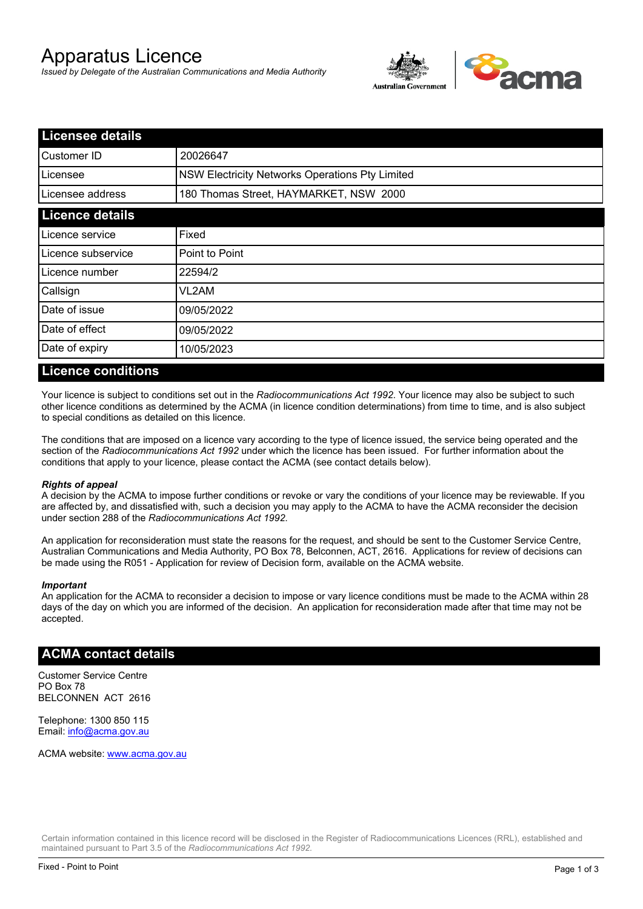# Apparatus Licence

*Issued by Delegate of the Australian Communications and Media Authority*

## Licensee details

| Licensee details | |
|---|---|
| Customer ID | 20026647 |
| Licensee | NSW Electricity Networks Operations Pty Limited |
| Licensee address | 180 Thomas Street, HAYMARKET, NSW 2000 |

## Licence details

| Licence details | |
|---|---|
| Licence service | Fixed |
| Licence subservice | Point to Point |
| Licence number | 22594/2 |
| Callsign | VL2AM |
| Date of issue | 09/05/2022 |
| Date of effect | 09/05/2022 |
| Date of expiry | 10/05/2023 |

## Licence conditions

Your licence is subject to conditions set out in the *Radiocommunications Act 1992*. Your licence may also be subject to such other licence conditions as determined by the ACMA (in licence condition determinations) from time to time, and is also subject to special conditions as detailed on this licence.

The conditions that are imposed on a licence vary according to the type of licence issued, the service being operated and the section of the *Radiocommunications Act 1992* under which the licence has been issued. For further information about the conditions that apply to your licence, please contact the ACMA (see contact details below).

***Rights of appeal***

A decision by the ACMA to impose further conditions or revoke or vary the conditions of your licence may be reviewable. If you are affected by, and dissatisfied with, such a decision you may apply to the ACMA to have the ACMA reconsider the decision under section 288 of the *Radiocommunications Act 1992*.

An application for reconsideration must state the reasons for the request, and should be sent to the Customer Service Centre, Australian Communications and Media Authority, PO Box 78, Belconnen, ACT, 2616. Applications for review of decisions can be made using the R051 - Application for review of Decision form, available on the ACMA website.

***Important***

An application for the ACMA to reconsider a decision to impose or vary licence conditions must be made to the ACMA within 28 days of the day on which you are informed of the decision. An application for reconsideration made after that time may not be accepted.

## ACMA contact details

Customer Service Centre
PO Box 78
BELCONNEN ACT 2616

Telephone: 1300 850 115
Email: info@acma.gov.au

ACMA website: www.acma.gov.au

Certain information contained in this licence record will be disclosed in the Register of Radiocommunications Licences (RRL), established and maintained pursuant to Part 3.5 of the *Radiocommunications Act 1992.*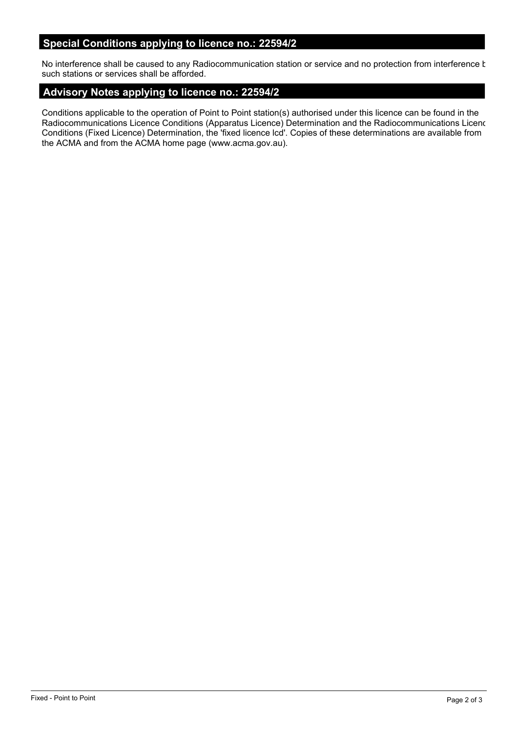## Special Conditions applying to licence no.: 22594/2

No interference shall be caused to any Radiocommunication station or service and no protection from interference b such stations or services shall be afforded.

## Advisory Notes applying to licence no.: 22594/2

Conditions applicable to the operation of Point to Point station(s) authorised under this licence can be found in the Radiocommunications Licence Conditions (Apparatus Licence) Determination and the Radiocommunications Licenc Conditions (Fixed Licence) Determination, the 'fixed licence lcd'. Copies of these determinations are available from the ACMA and from the ACMA home page (www.acma.gov.au).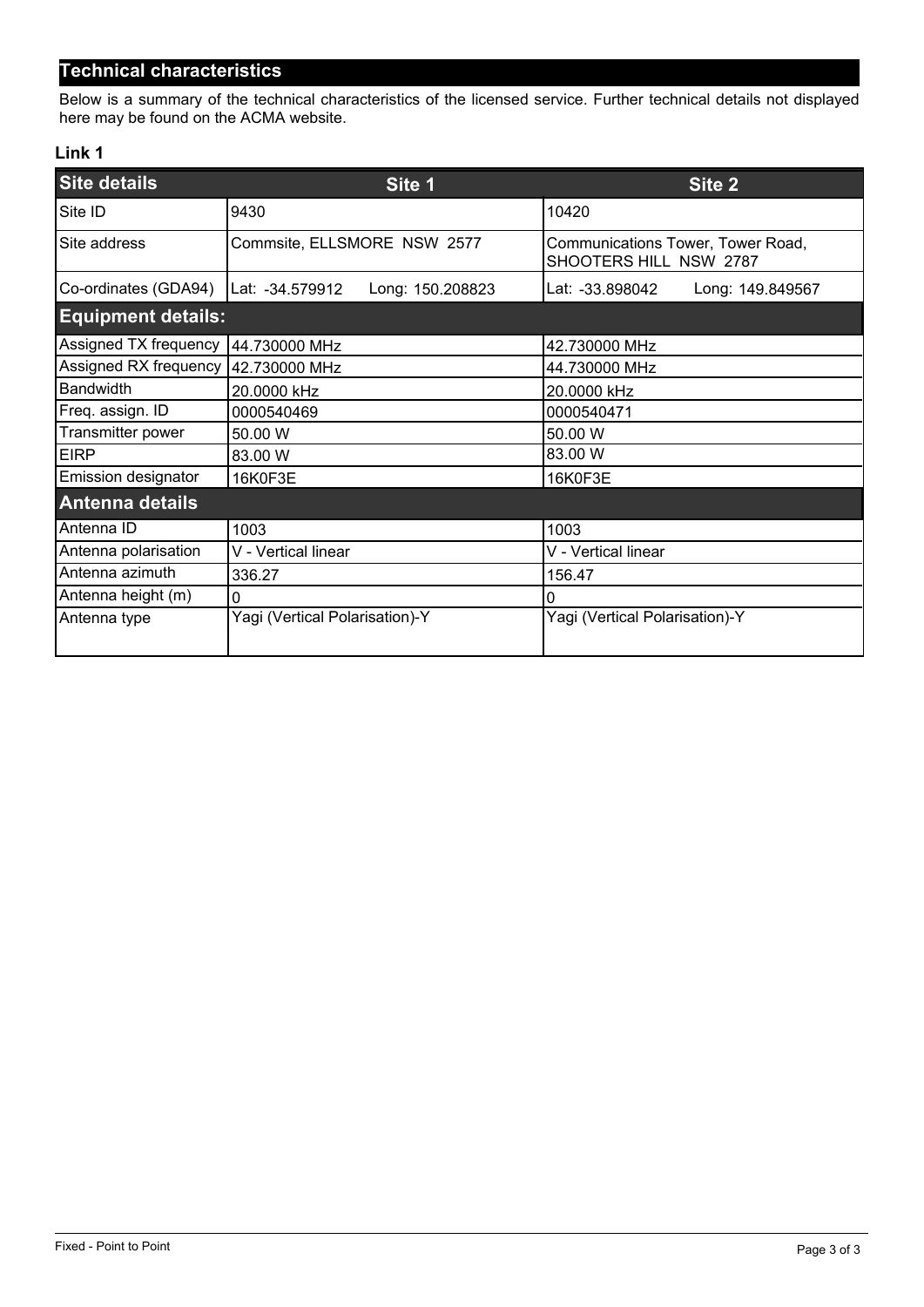## Technical characteristics

Below is a summary of the technical characteristics of the licensed service. Further technical details not displayed here may be found on the ACMA website.

### Link 1

| Site details | Site 1 | Site 2 |
|---|---|---|
| Site ID | 9430 | 10420 |
| Site address | Commsite, ELLSMORE NSW 2577 | Communications Tower, Tower Road, SHOOTERS HILL NSW 2787 |
| Co-ordinates (GDA94) | Lat: -34.579912 Long: 150.208823 | Lat: -33.898042 Long: 149.849567 |
| **Equipment details:** | | |
| Assigned TX frequency | 44.730000 MHz | 42.730000 MHz |
| Assigned RX frequency | 42.730000 MHz | 44.730000 MHz |
| Bandwidth | 20.0000 kHz | 20.0000 kHz |
| Freq. assign. ID | 0000540469 | 0000540471 |
| Transmitter power | 50.00 W | 50.00 W |
| EIRP | 83.00 W | 83.00 W |
| Emission designator | 16K0F3E | 16K0F3E |
| **Antenna details** | | |
| Antenna ID | 1003 | 1003 |
| Antenna polarisation | V - Vertical linear | V - Vertical linear |
| Antenna azimuth | 336.27 | 156.47 |
| Antenna height (m) | 0 | 0 |
| Antenna type | Yagi (Vertical Polarisation)-Y | Yagi (Vertical Polarisation)-Y |

Fixed - Point to Point